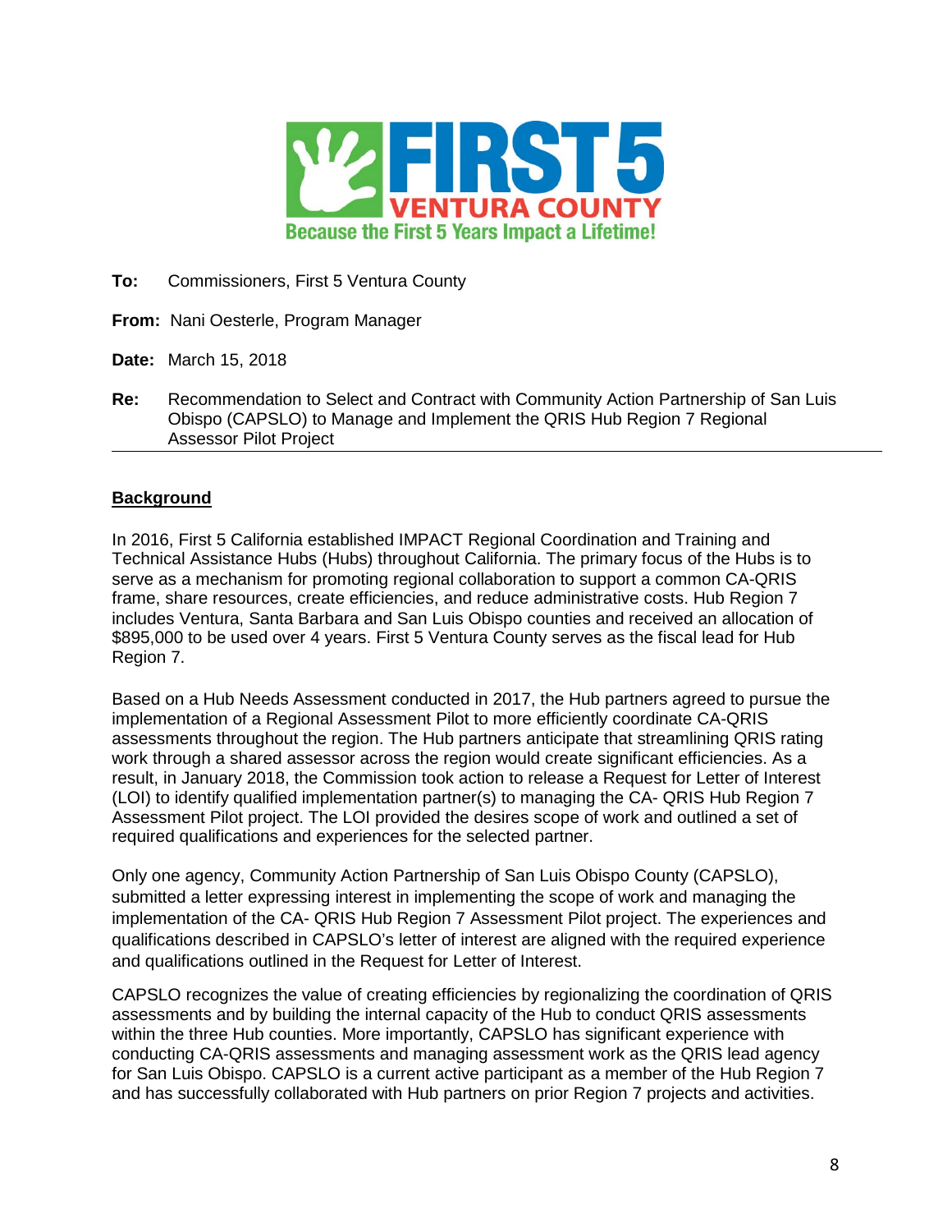FIRST 5 VENTURA COUNTY

Because the First 5 Years Impact a Lifetime!

**To:** Commissioners, First 5 Ventura County

**From:** Nani Oesterle, Program Manager

**Date:** March 15, 2018

**Re:** Recommendation to Select and Contract with Community Action Partnership of San Luis Obispo (CAPSLO) to Manage and Implement the QRIS Hub Region 7 Regional Assessor Pilot Project

---

## Background

In 2016, First 5 California established IMPACT Regional Coordination and Training and Technical Assistance Hubs (Hubs) throughout California. The primary focus of the Hubs is to serve as a mechanism for promoting regional collaboration to support a common CA-QRIS frame, share resources, create efficiencies, and reduce administrative costs. Hub Region 7 includes Ventura, Santa Barbara and San Luis Obispo counties and received an allocation of $895,000 to be used over 4 years. First 5 Ventura County serves as the fiscal lead for Hub Region 7.

Based on a Hub Needs Assessment conducted in 2017, the Hub partners agreed to pursue the implementation of a Regional Assessment Pilot to more efficiently coordinate CA-QRIS assessments throughout the region. The Hub partners anticipate that streamlining QRIS rating work through a shared assessor across the region would create significant efficiencies. As a result, in January 2018, the Commission took action to release a Request for Letter of Interest (LOI) to identify qualified implementation partner(s) to managing the CA- QRIS Hub Region 7 Assessment Pilot project. The LOI provided the desires scope of work and outlined a set of required qualifications and experiences for the selected partner.

Only one agency, Community Action Partnership of San Luis Obispo County (CAPSLO), submitted a letter expressing interest in implementing the scope of work and managing the implementation of the CA- QRIS Hub Region 7 Assessment Pilot project. The experiences and qualifications described in CAPSLO's letter of interest are aligned with the required experience and qualifications outlined in the Request for Letter of Interest.

CAPSLO recognizes the value of creating efficiencies by regionalizing the coordination of QRIS assessments and by building the internal capacity of the Hub to conduct QRIS assessments within the three Hub counties. More importantly, CAPSLO has significant experience with conducting CA-QRIS assessments and managing assessment work as the QRIS lead agency for San Luis Obispo. CAPSLO is a current active participant as a member of the Hub Region 7 and has successfully collaborated with Hub partners on prior Region 7 projects and activities.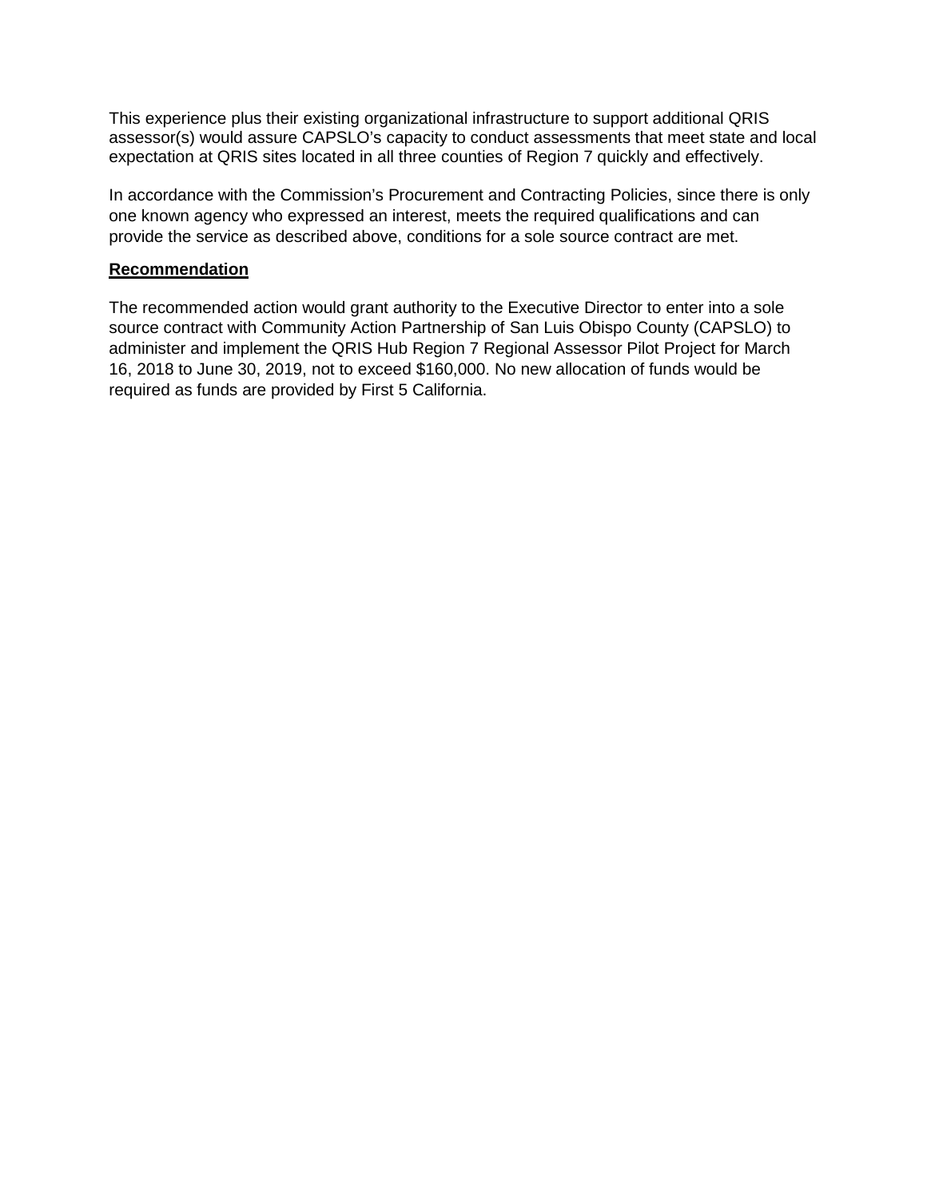This experience plus their existing organizational infrastructure to support additional QRIS assessor(s) would assure CAPSLO's capacity to conduct assessments that meet state and local expectation at QRIS sites located in all three counties of Region 7 quickly and effectively.

In accordance with the Commission's Procurement and Contracting Policies, since there is only one known agency who expressed an interest, meets the required qualifications and can provide the service as described above, conditions for a sole source contract are met.

**Recommendation**

The recommended action would grant authority to the Executive Director to enter into a sole source contract with Community Action Partnership of San Luis Obispo County (CAPSLO) to administer and implement the QRIS Hub Region 7 Regional Assessor Pilot Project for March 16, 2018 to June 30, 2019, not to exceed $160,000. No new allocation of funds would be required as funds are provided by First 5 California.